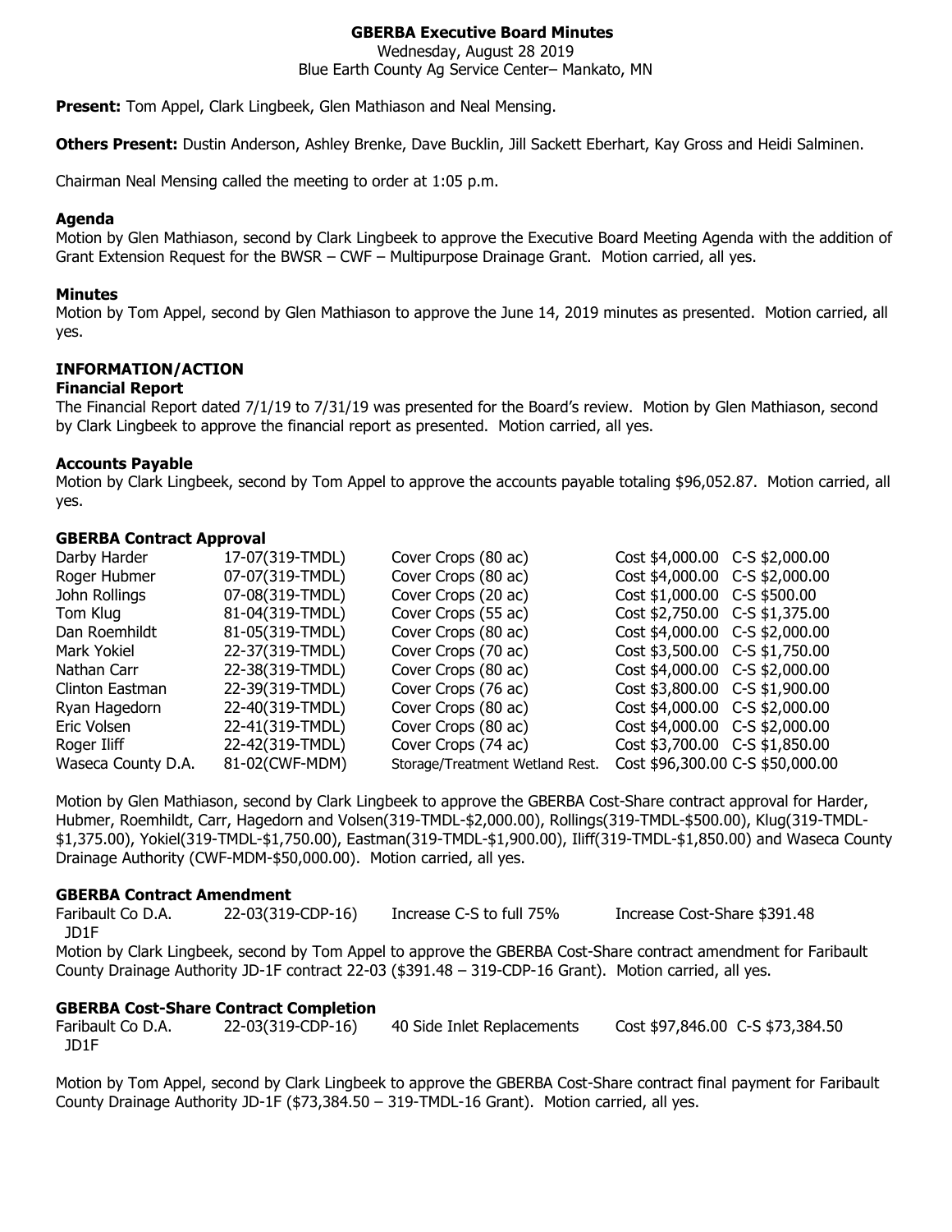# GBERBA Executive Board Minutes

Wednesday, August 28 2019
Blue Earth County Ag Service Center– Mankato, MN

**Present:** Tom Appel, Clark Lingbeek, Glen Mathiason and Neal Mensing.

**Others Present:** Dustin Anderson, Ashley Brenke, Dave Bucklin, Jill Sackett Eberhart, Kay Gross and Heidi Salminen.

Chairman Neal Mensing called the meeting to order at 1:05 p.m.

### Agenda

Motion by Glen Mathiason, second by Clark Lingbeek to approve the Executive Board Meeting Agenda with the addition of Grant Extension Request for the BWSR – CWF – Multipurpose Drainage Grant. Motion carried, all yes.

### Minutes

Motion by Tom Appel, second by Glen Mathiason to approve the June 14, 2019 minutes as presented. Motion carried, all yes.

## INFORMATION/ACTION

### Financial Report

The Financial Report dated 7/1/19 to 7/31/19 was presented for the Board's review. Motion by Glen Mathiason, second by Clark Lingbeek to approve the financial report as presented. Motion carried, all yes.

### Accounts Payable

Motion by Clark Lingbeek, second by Tom Appel to approve the accounts payable totaling $96,052.87. Motion carried, all yes.

### GBERBA Contract Approval

| | | | | |
|---|---|---|---|---|
| Darby Harder | 17-07(319-TMDL) | Cover Crops (80 ac) | Cost $4,000.00 | C-S $2,000.00 |
| Roger Hubmer | 07-07(319-TMDL) | Cover Crops (80 ac) | Cost $4,000.00 | C-S $2,000.00 |
| John Rollings | 07-08(319-TMDL) | Cover Crops (20 ac) | Cost $1,000.00 | C-S $500.00 |
| Tom Klug | 81-04(319-TMDL) | Cover Crops (55 ac) | Cost $2,750.00 | C-S $1,375.00 |
| Dan Roemhildt | 81-05(319-TMDL) | Cover Crops (80 ac) | Cost $4,000.00 | C-S $2,000.00 |
| Mark Yokiel | 22-37(319-TMDL) | Cover Crops (70 ac) | Cost $3,500.00 | C-S $1,750.00 |
| Nathan Carr | 22-38(319-TMDL) | Cover Crops (80 ac) | Cost $4,000.00 | C-S $2,000.00 |
| Clinton Eastman | 22-39(319-TMDL) | Cover Crops (76 ac) | Cost $3,800.00 | C-S $1,900.00 |
| Ryan Hagedorn | 22-40(319-TMDL) | Cover Crops (80 ac) | Cost $4,000.00 | C-S $2,000.00 |
| Eric Volsen | 22-41(319-TMDL) | Cover Crops (80 ac) | Cost $4,000.00 | C-S $2,000.00 |
| Roger Iliff | 22-42(319-TMDL) | Cover Crops (74 ac) | Cost $3,700.00 | C-S $1,850.00 |
| Waseca County D.A. | 81-02(CWF-MDM) | Storage/Treatment Wetland Rest. | Cost $96,300.00 | C-S $50,000.00 |

Motion by Glen Mathiason, second by Clark Lingbeek to approve the GBERBA Cost-Share contract approval for Harder, Hubmer, Roemhildt, Carr, Hagedorn and Volsen(319-TMDL-$2,000.00), Rollings(319-TMDL-$500.00), Klug(319-TMDL-$1,375.00), Yokiel(319-TMDL-$1,750.00), Eastman(319-TMDL-$1,900.00), Iliff(319-TMDL-$1,850.00) and Waseca County Drainage Authority (CWF-MDM-$50,000.00). Motion carried, all yes.

### GBERBA Contract Amendment

| | | | |
|---|---|---|---|
| Faribault Co D.A. JD1F | 22-03(319-CDP-16) | Increase C-S to full 75% | Increase Cost-Share $391.48 |

Motion by Clark Lingbeek, second by Tom Appel to approve the GBERBA Cost-Share contract amendment for Faribault County Drainage Authority JD-1F contract 22-03 ($391.48 – 319-CDP-16 Grant). Motion carried, all yes.

### GBERBA Cost-Share Contract Completion

| | | | | |
|---|---|---|---|---|
| Faribault Co D.A. JD1F | 22-03(319-CDP-16) | 40 Side Inlet Replacements | Cost $97,846.00 | C-S $73,384.50 |

Motion by Tom Appel, second by Clark Lingbeek to approve the GBERBA Cost-Share contract final payment for Faribault County Drainage Authority JD-1F ($73,384.50 – 319-TMDL-16 Grant). Motion carried, all yes.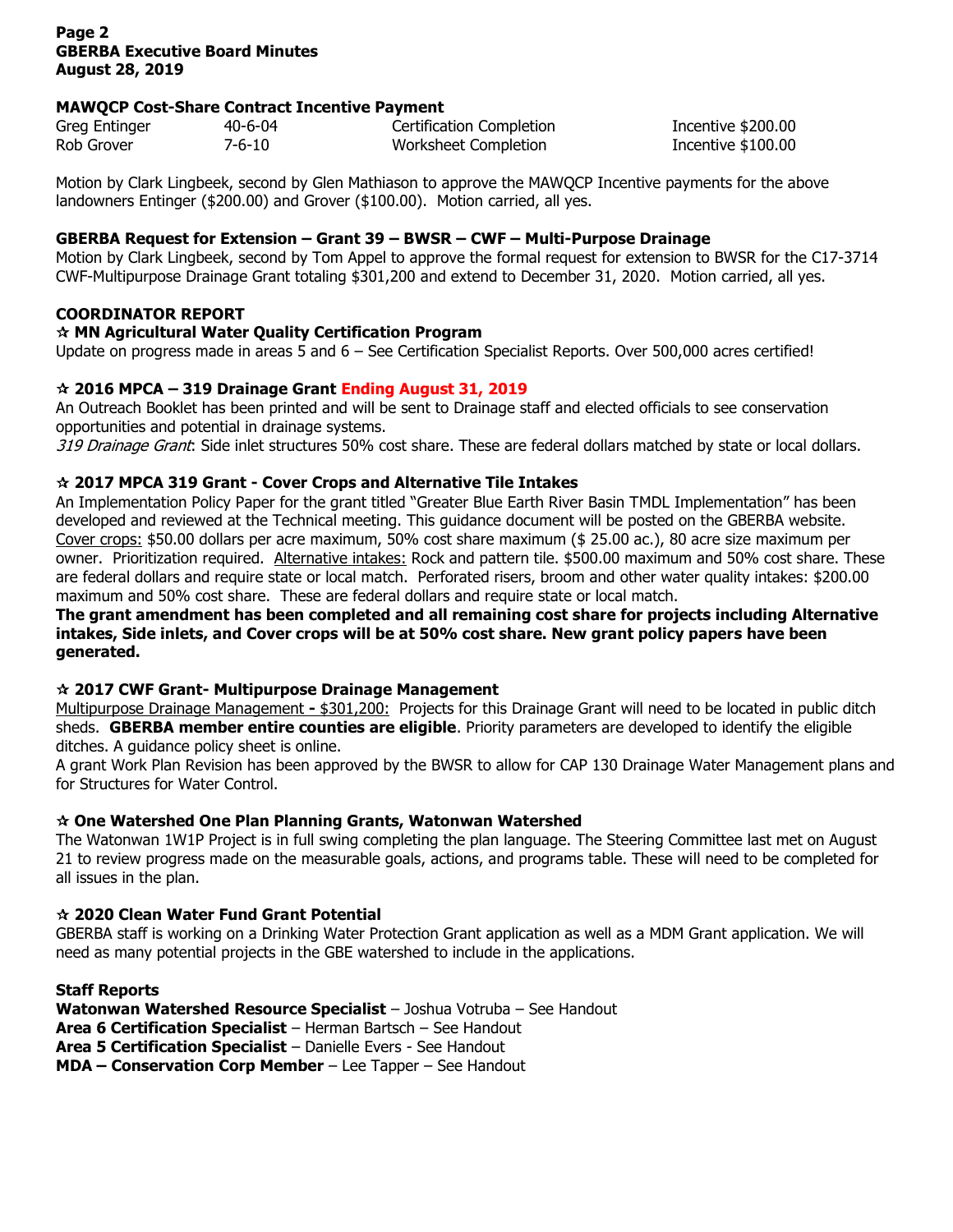## MAWQCP Cost-Share Contract Incentive Payment

| | | | |
|---|---|---|---|
| Greg Entinger | 40-6-04 | Certification Completion | Incentive $200.00 |
| Rob Grover | 7-6-10 | Worksheet Completion | Incentive $100.00 |

Motion by Clark Lingbeek, second by Glen Mathiason to approve the MAWQCP Incentive payments for the above landowners Entinger ($200.00) and Grover ($100.00). Motion carried, all yes.

## GBERBA Request for Extension – Grant 39 – BWSR – CWF – Multi-Purpose Drainage

Motion by Clark Lingbeek, second by Tom Appel to approve the formal request for extension to BWSR for the C17-3714 CWF-Multipurpose Drainage Grant totaling $301,200 and extend to December 31, 2020. Motion carried, all yes.

## COORDINATOR REPORT

### ☆ MN Agricultural Water Quality Certification Program

Update on progress made in areas 5 and 6 – See Certification Specialist Reports. Over 500,000 acres certified!

### ☆ 2016 MPCA – 319 Drainage Grant Ending August 31, 2019

An Outreach Booklet has been printed and will be sent to Drainage staff and elected officials to see conservation opportunities and potential in drainage systems.

*319 Drainage Grant*: Side inlet structures 50% cost share. These are federal dollars matched by state or local dollars.

### ☆ 2017 MPCA 319 Grant - Cover Crops and Alternative Tile Intakes

An Implementation Policy Paper for the grant titled "Greater Blue Earth River Basin TMDL Implementation" has been developed and reviewed at the Technical meeting. This guidance document will be posted on the GBERBA website. Cover crops: $50.00 dollars per acre maximum, 50% cost share maximum ($ 25.00 ac.), 80 acre size maximum per owner. Prioritization required. Alternative intakes: Rock and pattern tile. $500.00 maximum and 50% cost share. These are federal dollars and require state or local match. Perforated risers, broom and other water quality intakes: $200.00 maximum and 50% cost share. These are federal dollars and require state or local match.

**The grant amendment has been completed and all remaining cost share for projects including Alternative intakes, Side inlets, and Cover crops will be at 50% cost share. New grant policy papers have been generated.**

### ☆ 2017 CWF Grant- Multipurpose Drainage Management

Multipurpose Drainage Management - $301,200: Projects for this Drainage Grant will need to be located in public ditch sheds. **GBERBA member entire counties are eligible**. Priority parameters are developed to identify the eligible ditches. A guidance policy sheet is online.

A grant Work Plan Revision has been approved by the BWSR to allow for CAP 130 Drainage Water Management plans and for Structures for Water Control.

### ☆ One Watershed One Plan Planning Grants, Watonwan Watershed

The Watonwan 1W1P Project is in full swing completing the plan language. The Steering Committee last met on August 21 to review progress made on the measurable goals, actions, and programs table. These will need to be completed for all issues in the plan.

### ☆ 2020 Clean Water Fund Grant Potential

GBERBA staff is working on a Drinking Water Protection Grant application as well as a MDM Grant application. We will need as many potential projects in the GBE watershed to include in the applications.

## Staff Reports

**Watonwan Watershed Resource Specialist** – Joshua Votruba – See Handout
**Area 6 Certification Specialist** – Herman Bartsch – See Handout
**Area 5 Certification Specialist** – Danielle Evers - See Handout
**MDA – Conservation Corp Member** – Lee Tapper – See Handout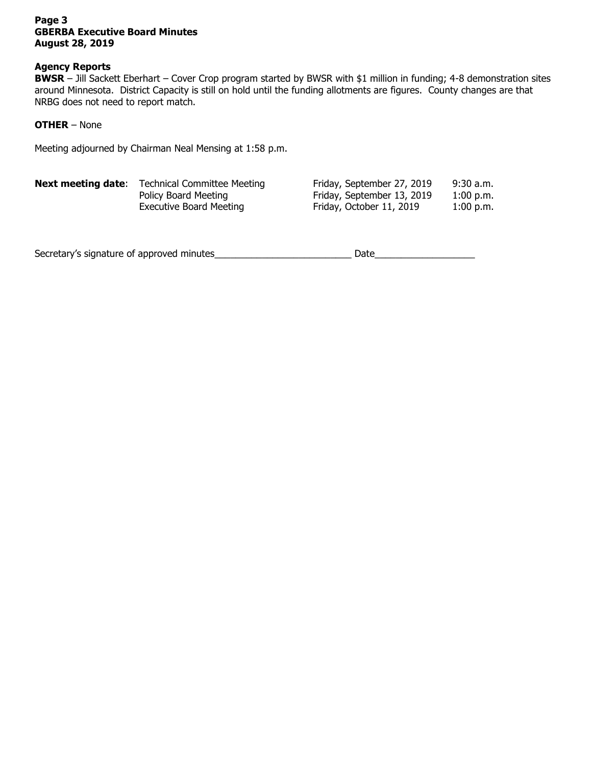**Agency Reports**

**BWSR** – Jill Sackett Eberhart – Cover Crop program started by BWSR with $1 million in funding; 4-8 demonstration sites around Minnesota. District Capacity is still on hold until the funding allotments are figures. County changes are that NRBG does not need to report match.

**OTHER** – None

Meeting adjourned by Chairman Neal Mensing at 1:58 p.m.

| | | | |
|---|---|---|---|
| **Next meeting date**: | Technical Committee Meeting | Friday, September 27, 2019 | 9:30 a.m. |
| | Policy Board Meeting | Friday, September 13, 2019 | 1:00 p.m. |
| | Executive Board Meeting | Friday, October 11, 2019 | 1:00 p.m. |

Secretary's signature of approved minutes_________________________ Date__________________